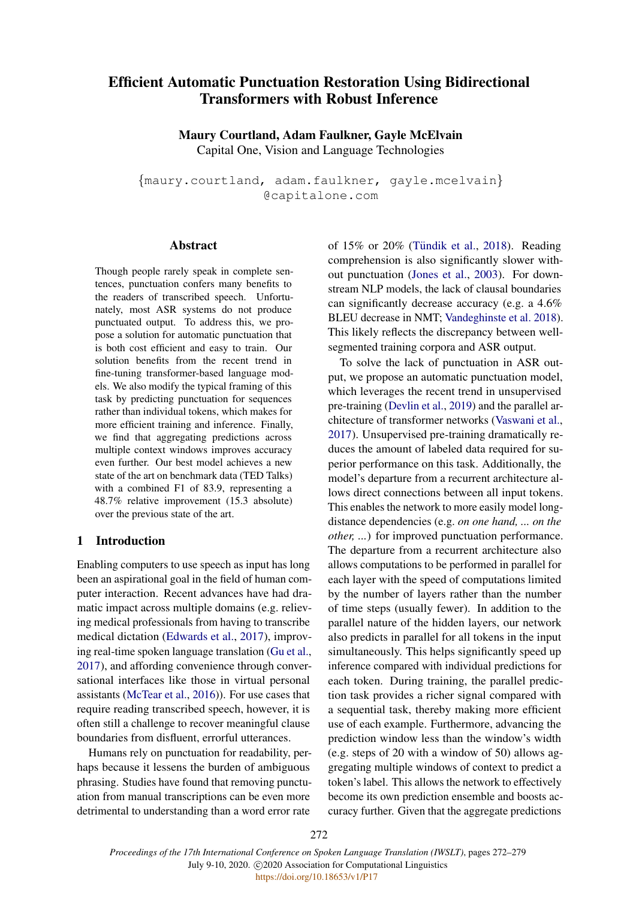# Efficient Automatic Punctuation Restoration Using Bidirectional Transformers with Robust Inference

**Maury Courtland, Adam Faulkner, Gayle McElvain**
Capital One, Vision and Language Technologies

{maury.courtland, adam.faulkner, gayle.mcelvain}
@capitalone.com

## Abstract

Though people rarely speak in complete sentences, punctuation confers many benefits to the readers of transcribed speech. Unfortunately, most ASR systems do not produce punctuated output. To address this, we propose a solution for automatic punctuation that is both cost efficient and easy to train. Our solution benefits from the recent trend in fine-tuning transformer-based language models. We also modify the typical framing of this task by predicting punctuation for sequences rather than individual tokens, which makes for more efficient training and inference. Finally, we find that aggregating predictions across multiple context windows improves accuracy even further. Our best model achieves a new state of the art on benchmark data (TED Talks) with a combined F1 of 83.9, representing a 48.7% relative improvement (15.3 absolute) over the previous state of the art.

## 1 Introduction

Enabling computers to use speech as input has long been an aspirational goal in the field of human computer interaction. Recent advances have had dramatic impact across multiple domains (e.g. relieving medical professionals from having to transcribe medical dictation (Edwards et al., 2017), improving real-time spoken language translation (Gu et al., 2017), and affording convenience through conversational interfaces like those in virtual personal assistants (McTear et al., 2016)). For use cases that require reading transcribed speech, however, it is often still a challenge to recover meaningful clause boundaries from disfluent, errorful utterances.

Humans rely on punctuation for readability, perhaps because it lessens the burden of ambiguous phrasing. Studies have found that removing punctuation from manual transcriptions can be even more detrimental to understanding than a word error rate of 15% or 20% (Tündik et al., 2018). Reading comprehension is also significantly slower without punctuation (Jones et al., 2003). For downstream NLP models, the lack of clausal boundaries can significantly decrease accuracy (e.g. a 4.6% BLEU decrease in NMT; Vandeghinste et al. 2018). This likely reflects the discrepancy between well-segmented training corpora and ASR output.

To solve the lack of punctuation in ASR output, we propose an automatic punctuation model, which leverages the recent trend in unsupervised pre-training (Devlin et al., 2019) and the parallel architecture of transformer networks (Vaswani et al., 2017). Unsupervised pre-training dramatically reduces the amount of labeled data required for superior performance on this task. Additionally, the model's departure from a recurrent architecture allows direct connections between all input tokens. This enables the network to more easily model long-distance dependencies (e.g. *on one hand, ... on the other, ...*) for improved punctuation performance. The departure from a recurrent architecture also allows computations to be performed in parallel for each layer with the speed of computations limited by the number of layers rather than the number of time steps (usually fewer). In addition to the parallel nature of the hidden layers, our network also predicts in parallel for all tokens in the input simultaneously. This helps significantly speed up inference compared with individual predictions for each token. During training, the parallel prediction task provides a richer signal compared with a sequential task, thereby making more efficient use of each example. Furthermore, advancing the prediction window less than the window's width (e.g. steps of 20 with a window of 50) allows aggregating multiple windows of context to predict a token's label. This allows the network to effectively become its own prediction ensemble and boosts accuracy further. Given that the aggregate predictions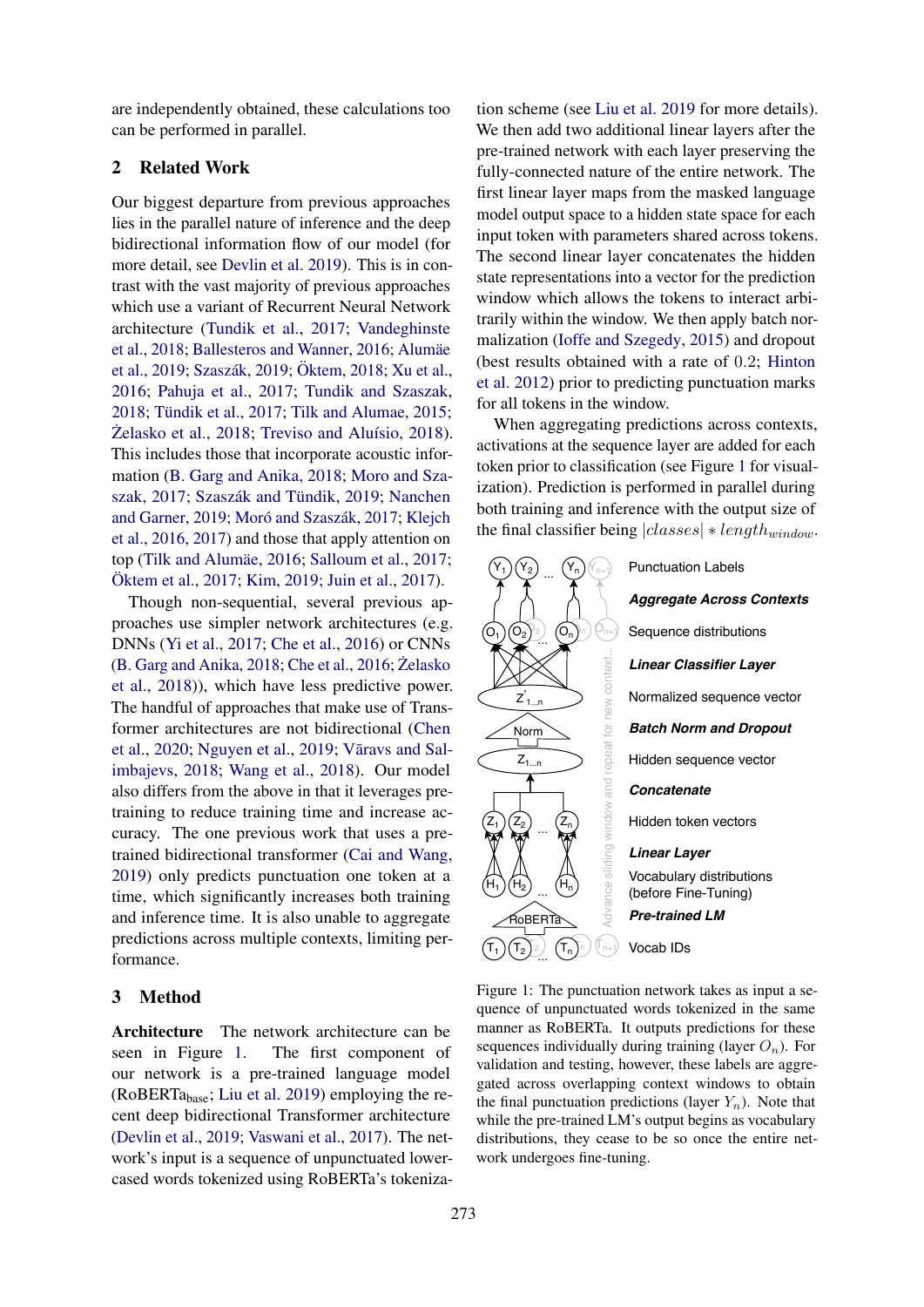are independently obtained, these calculations too can be performed in parallel.

## 2 Related Work

Our biggest departure from previous approaches lies in the parallel nature of inference and the deep bidirectional information flow of our model (for more detail, see Devlin et al. 2019). This is in contrast with the vast majority of previous approaches which use a variant of Recurrent Neural Network architecture (Tundik et al., 2017; Vandeghinste et al., 2018; Ballesteros and Wanner, 2016; Alumäe et al., 2019; Szaszák, 2019; Öktem, 2018; Xu et al., 2016; Pahuja et al., 2017; Tundik and Szaszak, 2018; Tündik et al., 2017; Tilk and Alumae, 2015; Żelasko et al., 2018; Treviso and Aluísio, 2018). This includes those that incorporate acoustic information (B. Garg and Anika, 2018; Moro and Szaszak, 2017; Szaszák and Tündik, 2019; Nanchen and Garner, 2019; Moró and Szaszák, 2017; Klejch et al., 2016, 2017) and those that apply attention on top (Tilk and Alumäe, 2016; Salloum et al., 2017; Öktem et al., 2017; Kim, 2019; Juin et al., 2017).

Though non-sequential, several previous approaches use simpler network architectures (e.g. DNNs (Yi et al., 2017; Che et al., 2016) or CNNs (B. Garg and Anika, 2018; Che et al., 2016; Żelasko et al., 2018)), which have less predictive power. The handful of approaches that make use of Transformer architectures are not bidirectional (Chen et al., 2020; Nguyen et al., 2019; Vāravs and Salimbajevs, 2018; Wang et al., 2018). Our model also differs from the above in that it leverages pre-training to reduce training time and increase accuracy. The one previous work that uses a pre-trained bidirectional transformer (Cai and Wang, 2019) only predicts punctuation one token at a time, which significantly increases both training and inference time. It is also unable to aggregate predictions across multiple contexts, limiting performance.

## 3 Method

**Architecture** The network architecture can be seen in Figure 1. The first component of our network is a pre-trained language model (RoBERTa$_{\text{base}}$; Liu et al. 2019) employing the recent deep bidirectional Transformer architecture (Devlin et al., 2019; Vaswani et al., 2017). The network's input is a sequence of unpunctuated lowercased words tokenized using RoBERTa's tokenization scheme (see Liu et al. 2019 for more details). We then add two additional linear layers after the pre-trained network with each layer preserving the fully-connected nature of the entire network. The first linear layer maps from the masked language model output space to a hidden state space for each input token with parameters shared across tokens. The second linear layer concatenates the hidden state representations into a vector for the prediction window which allows the tokens to interact arbitrarily within the window. We then apply batch normalization (Ioffe and Szegedy, 2015) and dropout (best results obtained with a rate of 0.2; Hinton et al. 2012) prior to predicting punctuation marks for all tokens in the window.

When aggregating predictions across contexts, activations at the sequence layer are added for each token prior to classification (see Figure 1 for visualization). Prediction is performed in parallel during both training and inference with the output size of the final classifier being $|classes| * length_{window}$.

$Y_1$ $Y_2$ ... $Y_n$ $Y_{n+1}$
Punctuation Labels
***Aggregate Across Contexts***
$O_1$ $O_2$ ... $O_n$ $O_{n+1}$
Sequence distributions
***Linear Classifier Layer***
$Z'_{1...n}$
Normalized sequence vector
Norm
***Batch Norm and Dropout***
$Z_{1...n}$
Hidden sequence vector
***Concatenate***
$Z_1$ $Z_2$ ... $Z_n$
Hidden token vectors
***Linear Layer***
$H_1$ $H_2$ ... $H_n$
Vocabulary distributions (before Fine-Tuning)
RoBERTa
***Pre-trained LM***
$T_1$ $T_2$ ... $T_n$ $T_{n+1}$
Vocab IDs
Advance sliding window and repeat for new context...

Figure 1: The punctuation network takes as input a sequence of unpunctuated words tokenized in the same manner as RoBERTa. It outputs predictions for these sequences individually during training (layer $O_n$). For validation and testing, however, these labels are aggregated across overlapping context windows to obtain the final punctuation predictions (layer $Y_n$). Note that while the pre-trained LM's output begins as vocabulary distributions, they cease to be so once the entire network undergoes fine-tuning.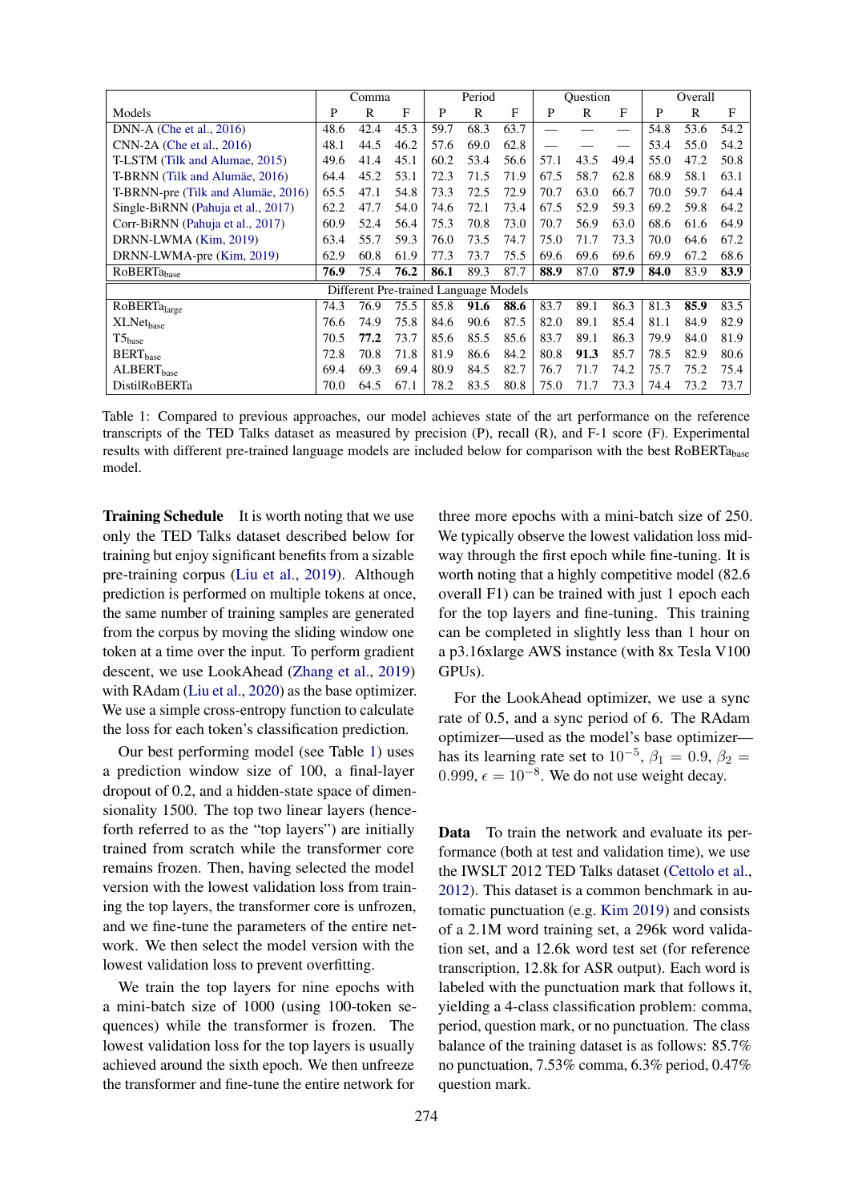| | Comma | | | Period | | | Question | | | Overall | | |
|---|---|---|---|---|---|---|---|---|---|---|---|---|
| Models | P | R | F | P | R | F | P | R | F | P | R | F |
| DNN-A (Che et al., 2016) | 48.6 | 42.4 | 45.3 | 59.7 | 68.3 | 63.7 | — | — | — | 54.8 | 53.6 | 54.2 |
| CNN-2A (Che et al., 2016) | 48.1 | 44.5 | 46.2 | 57.6 | 69.0 | 62.8 | — | — | — | 53.4 | 55.0 | 54.2 |
| T-LSTM (Tilk and Alumae, 2015) | 49.6 | 41.4 | 45.1 | 60.2 | 53.4 | 56.6 | 57.1 | 43.5 | 49.4 | 55.0 | 47.2 | 50.8 |
| T-BRNN (Tilk and Alumäe, 2016) | 64.4 | 45.2 | 53.1 | 72.3 | 71.5 | 71.9 | 67.5 | 58.7 | 62.8 | 68.9 | 58.1 | 63.1 |
| T-BRNN-pre (Tilk and Alumäe, 2016) | 65.5 | 47.1 | 54.8 | 73.3 | 72.5 | 72.9 | 70.7 | 63.0 | 66.7 | 70.0 | 59.7 | 64.4 |
| Single-BiRNN (Pahuja et al., 2017) | 62.2 | 47.7 | 54.0 | 74.6 | 72.1 | 73.4 | 67.5 | 52.9 | 59.3 | 69.2 | 59.8 | 64.2 |
| Corr-BiRNN (Pahuja et al., 2017) | 60.9 | 52.4 | 56.4 | 75.3 | 70.8 | 73.0 | 70.7 | 56.9 | 63.0 | 68.6 | 61.6 | 64.9 |
| DRNN-LWMA (Kim, 2019) | 63.4 | 55.7 | 59.3 | 76.0 | 73.5 | 74.7 | 75.0 | 71.7 | 73.3 | 70.0 | 64.6 | 67.2 |
| DRNN-LWMA-pre (Kim, 2019) | 62.9 | 60.8 | 61.9 | 77.3 | 73.7 | 75.5 | 69.6 | 69.6 | 69.6 | 69.9 | 67.2 | 68.6 |
| RoBERTa$_{\text{base}}$ | **76.9** | 75.4 | **76.2** | **86.1** | 89.3 | 87.7 | **88.9** | 87.0 | **87.9** | **84.0** | 83.9 | **83.9** |
| Different Pre-trained Language Models | | | | | | | | | | | | |
| RoBERTa$_{\text{large}}$ | 74.3 | 76.9 | 75.5 | 85.8 | **91.6** | **88.6** | 83.7 | 89.1 | 86.3 | 81.3 | **85.9** | 83.5 |
| XLNet$_{\text{base}}$ | 76.6 | 74.9 | 75.8 | 84.6 | 90.6 | 87.5 | 82.0 | 89.1 | 85.4 | 81.1 | 84.9 | 82.9 |
| T5$_{\text{base}}$ | 70.5 | **77.2** | 73.7 | 85.6 | 85.5 | 85.6 | 83.7 | 89.1 | 86.3 | 79.9 | 84.0 | 81.9 |
| BERT$_{\text{base}}$ | 72.8 | 70.8 | 71.8 | 81.9 | 86.6 | 84.2 | 80.8 | **91.3** | 85.7 | 78.5 | 82.9 | 80.6 |
| ALBERT$_{\text{base}}$ | 69.4 | 69.3 | 69.4 | 80.9 | 84.5 | 82.7 | 76.7 | 71.7 | 74.2 | 75.7 | 75.2 | 75.4 |
| DistilRoBERTa | 70.0 | 64.5 | 67.1 | 78.2 | 83.5 | 80.8 | 75.0 | 71.7 | 73.3 | 74.4 | 73.2 | 73.7 |

Table 1: Compared to previous approaches, our model achieves state of the art performance on the reference transcripts of the TED Talks dataset as measured by precision (P), recall (R), and F-1 score (F). Experimental results with different pre-trained language models are included below for comparison with the best RoBERTa$_{\text{base}}$ model.

**Training Schedule** It is worth noting that we use only the TED Talks dataset described below for training but enjoy significant benefits from a sizable pre-training corpus (Liu et al., 2019). Although prediction is performed on multiple tokens at once, the same number of training samples are generated from the corpus by moving the sliding window one token at a time over the input. To perform gradient descent, we use LookAhead (Zhang et al., 2019) with RAdam (Liu et al., 2020) as the base optimizer. We use a simple cross-entropy function to calculate the loss for each token's classification prediction.

Our best performing model (see Table 1) uses a prediction window size of 100, a final-layer dropout of 0.2, and a hidden-state space of dimensionality 1500. The top two linear layers (henceforth referred to as the "top layers") are initially trained from scratch while the transformer core remains frozen. Then, having selected the model version with the lowest validation loss from training the top layers, the transformer core is unfrozen, and we fine-tune the parameters of the entire network. We then select the model version with the lowest validation loss to prevent overfitting.

We train the top layers for nine epochs with a mini-batch size of 1000 (using 100-token sequences) while the transformer is frozen. The lowest validation loss for the top layers is usually achieved around the sixth epoch. We then unfreeze the transformer and fine-tune the entire network for three more epochs with a mini-batch size of 250. We typically observe the lowest validation loss midway through the first epoch while fine-tuning. It is worth noting that a highly competitive model (82.6 overall F1) can be trained with just 1 epoch each for the top layers and fine-tuning. This training can be completed in slightly less than 1 hour on a p3.16xlarge AWS instance (with 8x Tesla V100 GPUs).

For the LookAhead optimizer, we use a sync rate of 0.5, and a sync period of 6. The RAdam optimizer—used as the model's base optimizer—has its learning rate set to $10^{-5}$, $\beta_1 = 0.9$, $\beta_2 = 0.999$, $\epsilon = 10^{-8}$. We do not use weight decay.

**Data** To train the network and evaluate its performance (both at test and validation time), we use the IWSLT 2012 TED Talks dataset (Cettolo et al., 2012). This dataset is a common benchmark in automatic punctuation (e.g. Kim 2019) and consists of a 2.1M word training set, a 296k word validation set, and a 12.6k word test set (for reference transcription, 12.8k for ASR output). Each word is labeled with the punctuation mark that follows it, yielding a 4-class classification problem: comma, period, question mark, or no punctuation. The class balance of the training dataset is as follows: 85.7% no punctuation, 7.53% comma, 6.3% period, 0.47% question mark.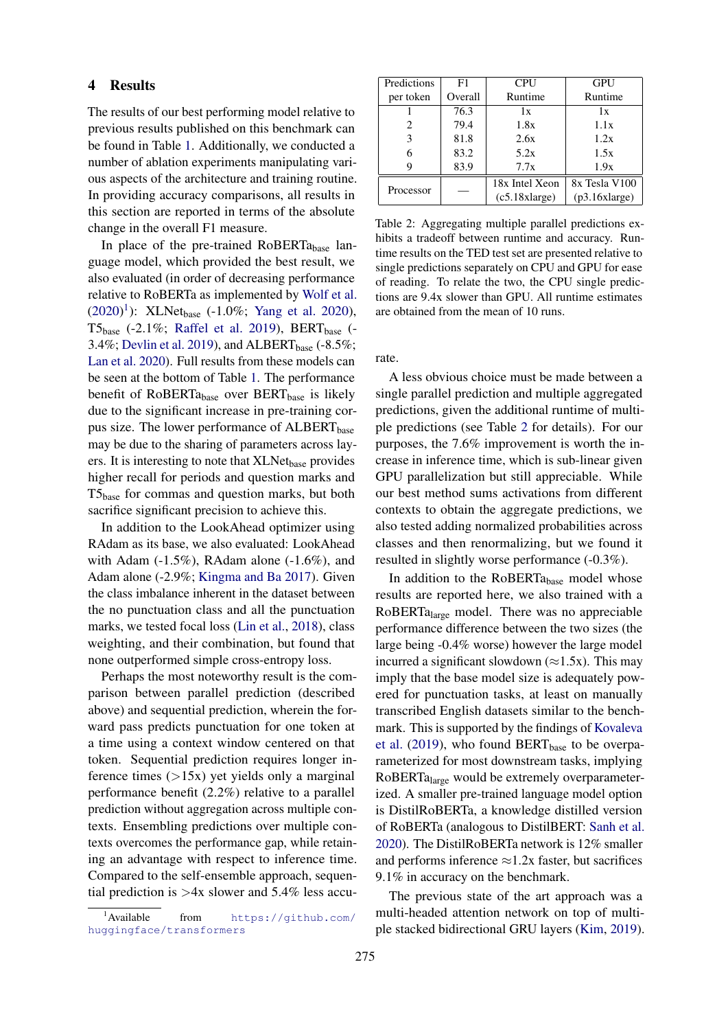## 4 Results

The results of our best performing model relative to previous results published on this benchmark can be found in Table 1. Additionally, we conducted a number of ablation experiments manipulating various aspects of the architecture and training routine. In providing accuracy comparisons, all results in this section are reported in terms of the absolute change in the overall F1 measure.

In place of the pre-trained $\text{RoBERTa}_{\text{base}}$ language model, which provided the best result, we also evaluated (in order of decreasing performance relative to RoBERTa as implemented by Wolf et al. (2020)[1]): $\text{XLNet}_{\text{base}}$ (-1.0%; Yang et al. 2020), $\text{T5}_{\text{base}}$ (-2.1%; Raffel et al. 2019), $\text{BERT}_{\text{base}}$ (-3.4%; Devlin et al. 2019), and $\text{ALBERT}_{\text{base}}$ (-8.5%; Lan et al. 2020). Full results from these models can be seen at the bottom of Table 1. The performance benefit of $\text{RoBERTa}_{\text{base}}$ over $\text{BERT}_{\text{base}}$ is likely due to the significant increase in pre-training corpus size. The lower performance of $\text{ALBERT}_{\text{base}}$ may be due to the sharing of parameters across layers. It is interesting to note that $\text{XLNet}_{\text{base}}$ provides higher recall for periods and question marks and $\text{T5}_{\text{base}}$ for commas and question marks, but both sacrifice significant precision to achieve this.

In addition to the LookAhead optimizer using RAdam as its base, we also evaluated: LookAhead with Adam (-1.5%), RAdam alone (-1.6%), and Adam alone (-2.9%; Kingma and Ba 2017). Given the class imbalance inherent in the dataset between the no punctuation class and all the punctuation marks, we tested focal loss (Lin et al., 2018), class weighting, and their combination, but found that none outperformed simple cross-entropy loss.

Perhaps the most noteworthy result is the comparison between parallel prediction (described above) and sequential prediction, wherein the forward pass predicts punctuation for one token at a time using a context window centered on that token. Sequential prediction requires longer inference times (>15x) yet yields only a marginal performance benefit (2.2%) relative to a parallel prediction without aggregation across multiple contexts. Ensembling predictions over multiple contexts overcomes the performance gap, while retaining an advantage with respect to inference time. Compared to the self-ensemble approach, sequential prediction is >4x slower and 5.4% less accurate.

| Predictions per token | F1 Overall | CPU Runtime | GPU Runtime |
|---|---|---|---|
| 1 | 76.3 | 1x | 1x |
| 2 | 79.4 | 1.8x | 1.1x |
| 3 | 81.8 | 2.6x | 1.2x |
| 6 | 83.2 | 5.2x | 1.5x |
| 9 | 83.9 | 7.7x | 1.9x |
| Processor | — | 18x Intel Xeon (c5.18xlarge) | 8x Tesla V100 (p3.16xlarge) |

Table 2: Aggregating multiple parallel predictions exhibits a tradeoff between runtime and accuracy. Runtime results on the TED test set are presented relative to single predictions separately on CPU and GPU for ease of reading. To relate the two, the CPU single predictions are 9.4x slower than GPU. All runtime estimates are obtained from the mean of 10 runs.

A less obvious choice must be made between a single parallel prediction and multiple aggregated predictions, given the additional runtime of multiple predictions (see Table 2 for details). For our purposes, the 7.6% improvement is worth the increase in inference time, which is sub-linear given GPU parallelization but still appreciable. While our best method sums activations from different contexts to obtain the aggregate predictions, we also tested adding normalized probabilities across classes and then renormalizing, but we found it resulted in slightly worse performance (-0.3%).

In addition to the $\text{RoBERTa}_{\text{base}}$ model whose results are reported here, we also trained with a $\text{RoBERTa}_{\text{large}}$ model. There was no appreciable performance difference between the two sizes (the large being -0.4% worse) however the large model incurred a significant slowdown (≈1.5x). This may imply that the base model size is adequately powered for punctuation tasks, at least on manually transcribed English datasets similar to the benchmark. This is supported by the findings of Kovaleva et al. (2019), who found $\text{BERT}_{\text{base}}$ to be overparameterized for most downstream tasks, implying $\text{RoBERTa}_{\text{large}}$ would be extremely overparameterized. A smaller pre-trained language model option is DistilRoBERTa, a knowledge distilled version of RoBERTa (analogous to DistilBERT: Sanh et al. 2020). The DistilRoBERTa network is 12% smaller and performs inference ≈1.2x faster, but sacrifices 9.1% in accuracy on the benchmark.

The previous state of the art approach was a multi-headed attention network on top of multiple stacked bidirectional GRU layers (Kim, 2019).

[1] Available from https://github.com/huggingface/transformers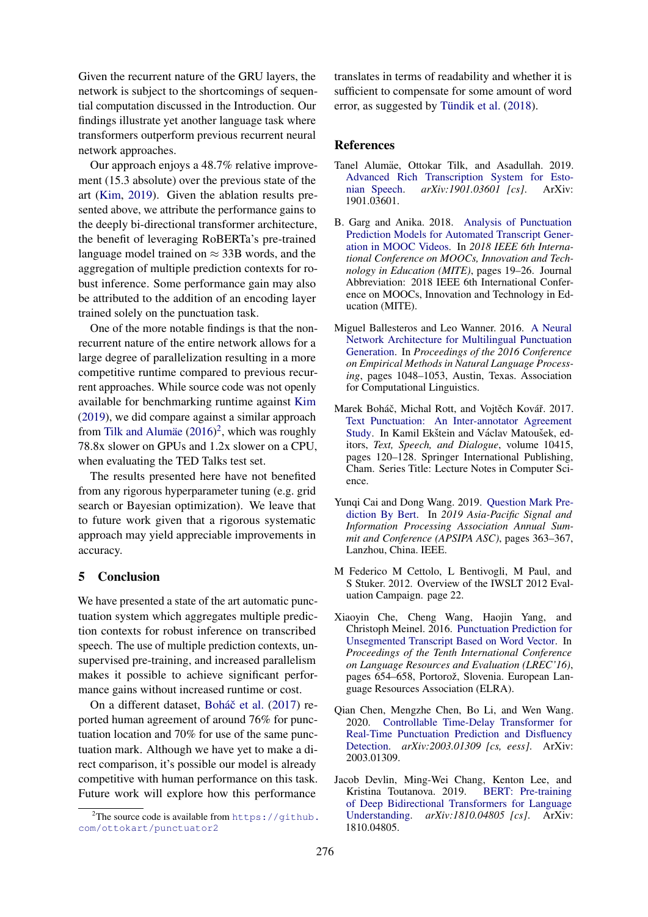Given the recurrent nature of the GRU layers, the network is subject to the shortcomings of sequential computation discussed in the Introduction. Our findings illustrate yet another language task where transformers outperform previous recurrent neural network approaches.

Our approach enjoys a 48.7% relative improvement (15.3 absolute) over the previous state of the art (Kim, 2019). Given the ablation results presented above, we attribute the performance gains to the deeply bi-directional transformer architecture, the benefit of leveraging RoBERTa's pre-trained language model trained on $\approx$ 33B words, and the aggregation of multiple prediction contexts for robust inference. Some performance gain may also be attributed to the addition of an encoding layer trained solely on the punctuation task.

One of the more notable findings is that the non-recurrent nature of the entire network allows for a large degree of parallelization resulting in a more competitive runtime compared to previous recurrent approaches. While source code was not openly available for benchmarking runtime against Kim (2019), we did compare against a similar approach from Tilk and Alumäe (2016)[2], which was roughly 78.8x slower on GPUs and 1.2x slower on a CPU, when evaluating the TED Talks test set.

The results presented here have not benefited from any rigorous hyperparameter tuning (e.g. grid search or Bayesian optimization). We leave that to future work given that a rigorous systematic approach may yield appreciable improvements in accuracy.

## 5 Conclusion

We have presented a state of the art automatic punctuation system which aggregates multiple prediction contexts for robust inference on transcribed speech. The use of multiple prediction contexts, unsupervised pre-training, and increased parallelism makes it possible to achieve significant performance gains without increased runtime or cost.

On a different dataset, Boháč et al. (2017) reported human agreement of around 76% for punctuation location and 70% for use of the same punctuation mark. Although we have yet to make a direct comparison, it's possible our model is already competitive with human performance on this task. Future work will explore how this performance translates in terms of readability and whether it is sufficient to compensate for some amount of word error, as suggested by Tündik et al. (2018).

[2] The source code is available from https://github.com/ottokart/punctuator2

## References

Tanel Alumäe, Ottokar Tilk, and Asadullah. 2019. Advanced Rich Transcription System for Estonian Speech. *arXiv:1901.03601 [cs]*. ArXiv: 1901.03601.

B. Garg and Anika. 2018. Analysis of Punctuation Prediction Models for Automated Transcript Generation in MOOC Videos. In *2018 IEEE 6th International Conference on MOOCs, Innovation and Technology in Education (MITE)*, pages 19–26. Journal Abbreviation: 2018 IEEE 6th International Conference on MOOCs, Innovation and Technology in Education (MITE).

Miguel Ballesteros and Leo Wanner. 2016. A Neural Network Architecture for Multilingual Punctuation Generation. In *Proceedings of the 2016 Conference on Empirical Methods in Natural Language Processing*, pages 1048–1053, Austin, Texas. Association for Computational Linguistics.

Marek Boháč, Michal Rott, and Vojtěch Kovář. 2017. Text Punctuation: An Inter-annotator Agreement Study. In Kamil Ekštein and Václav Matoušek, editors, *Text, Speech, and Dialogue*, volume 10415, pages 120–128. Springer International Publishing, Cham. Series Title: Lecture Notes in Computer Science.

Yunqi Cai and Dong Wang. 2019. Question Mark Prediction By Bert. In *2019 Asia-Pacific Signal and Information Processing Association Annual Summit and Conference (APSIPA ASC)*, pages 363–367, Lanzhou, China. IEEE.

M Federico M Cettolo, L Bentivogli, M Paul, and S Stuker. 2012. Overview of the IWSLT 2012 Evaluation Campaign. page 22.

Xiaoyin Che, Cheng Wang, Haojin Yang, and Christoph Meinel. 2016. Punctuation Prediction for Unsegmented Transcript Based on Word Vector. In *Proceedings of the Tenth International Conference on Language Resources and Evaluation (LREC'16)*, pages 654–658, Portorož, Slovenia. European Language Resources Association (ELRA).

Qian Chen, Mengzhe Chen, Bo Li, and Wen Wang. 2020. Controllable Time-Delay Transformer for Real-Time Punctuation Prediction and Disfluency Detection. *arXiv:2003.01309 [cs, eess]*. ArXiv: 2003.01309.

Jacob Devlin, Ming-Wei Chang, Kenton Lee, and Kristina Toutanova. 2019. BERT: Pre-training of Deep Bidirectional Transformers for Language Understanding. *arXiv:1810.04805 [cs]*. ArXiv: 1810.04805.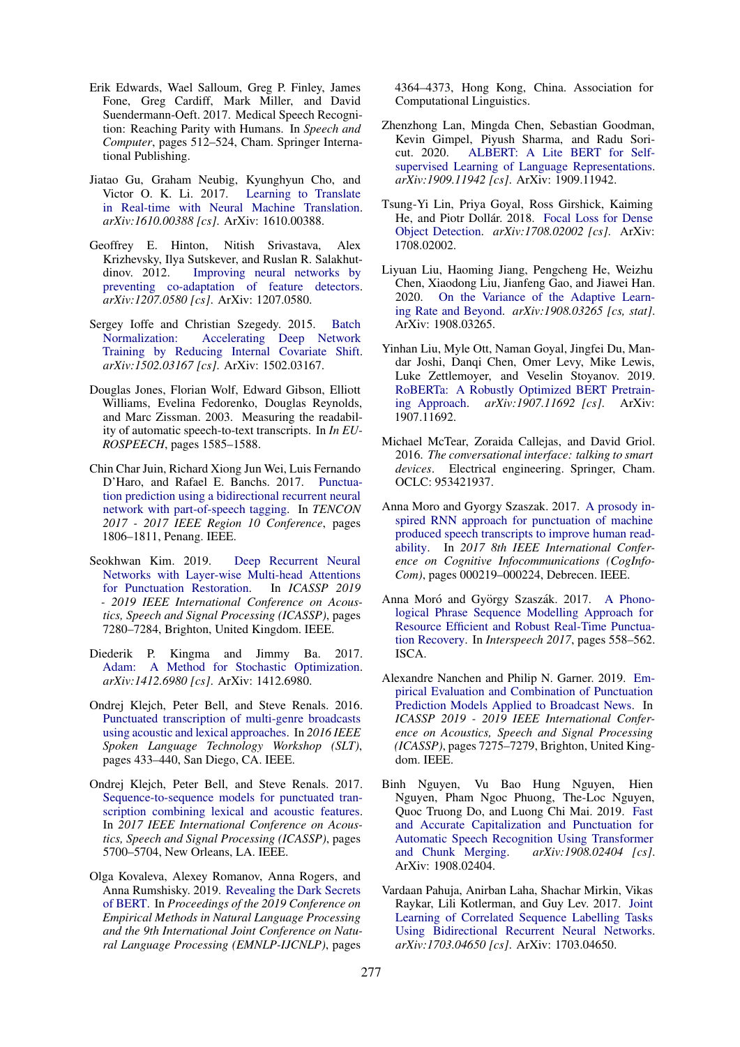Erik Edwards, Wael Salloum, Greg P. Finley, James Fone, Greg Cardiff, Mark Miller, and David Suendermann-Oeft. 2017. Medical Speech Recognition: Reaching Parity with Humans. In *Speech and Computer*, pages 512–524, Cham. Springer International Publishing.

Jiatao Gu, Graham Neubig, Kyunghyun Cho, and Victor O. K. Li. 2017. Learning to Translate in Real-time with Neural Machine Translation. *arXiv:1610.00388 [cs]*. ArXiv: 1610.00388.

Geoffrey E. Hinton, Nitish Srivastava, Alex Krizhevsky, Ilya Sutskever, and Ruslan R. Salakhutdinov. 2012. Improving neural networks by preventing co-adaptation of feature detectors. *arXiv:1207.0580 [cs]*. ArXiv: 1207.0580.

Sergey Ioffe and Christian Szegedy. 2015. Batch Normalization: Accelerating Deep Network Training by Reducing Internal Covariate Shift. *arXiv:1502.03167 [cs]*. ArXiv: 1502.03167.

Douglas Jones, Florian Wolf, Edward Gibson, Elliott Williams, Evelina Fedorenko, Douglas Reynolds, and Marc Zissman. 2003. Measuring the readability of automatic speech-to-text transcripts. In *In EUROSPEECH*, pages 1585–1588.

Chin Char Juin, Richard Xiong Jun Wei, Luis Fernando D'Haro, and Rafael E. Banchs. 2017. Punctuation prediction using a bidirectional recurrent neural network with part-of-speech tagging. In *TENCON 2017 - 2017 IEEE Region 10 Conference*, pages 1806–1811, Penang. IEEE.

Seokhwan Kim. 2019. Deep Recurrent Neural Networks with Layer-wise Multi-head Attentions for Punctuation Restoration. In *ICASSP 2019 - 2019 IEEE International Conference on Acoustics, Speech and Signal Processing (ICASSP)*, pages 7280–7284, Brighton, United Kingdom. IEEE.

Diederik P. Kingma and Jimmy Ba. 2017. Adam: A Method for Stochastic Optimization. *arXiv:1412.6980 [cs]*. ArXiv: 1412.6980.

Ondrej Klejch, Peter Bell, and Steve Renals. 2016. Punctuated transcription of multi-genre broadcasts using acoustic and lexical approaches. In *2016 IEEE Spoken Language Technology Workshop (SLT)*, pages 433–440, San Diego, CA. IEEE.

Ondrej Klejch, Peter Bell, and Steve Renals. 2017. Sequence-to-sequence models for punctuated transcription combining lexical and acoustic features. In *2017 IEEE International Conference on Acoustics, Speech and Signal Processing (ICASSP)*, pages 5700–5704, New Orleans, LA. IEEE.

Olga Kovaleva, Alexey Romanov, Anna Rogers, and Anna Rumshisky. 2019. Revealing the Dark Secrets of BERT. In *Proceedings of the 2019 Conference on Empirical Methods in Natural Language Processing and the 9th International Joint Conference on Natural Language Processing (EMNLP-IJCNLP)*, pages 4364–4373, Hong Kong, China. Association for Computational Linguistics.

Zhenzhong Lan, Mingda Chen, Sebastian Goodman, Kevin Gimpel, Piyush Sharma, and Radu Soricut. 2020. ALBERT: A Lite BERT for Self-supervised Learning of Language Representations. *arXiv:1909.11942 [cs]*. ArXiv: 1909.11942.

Tsung-Yi Lin, Priya Goyal, Ross Girshick, Kaiming He, and Piotr Dollár. 2018. Focal Loss for Dense Object Detection. *arXiv:1708.02002 [cs]*. ArXiv: 1708.02002.

Liyuan Liu, Haoming Jiang, Pengcheng He, Weizhu Chen, Xiaodong Liu, Jianfeng Gao, and Jiawei Han. 2020. On the Variance of the Adaptive Learning Rate and Beyond. *arXiv:1908.03265 [cs, stat]*. ArXiv: 1908.03265.

Yinhan Liu, Myle Ott, Naman Goyal, Jingfei Du, Mandar Joshi, Danqi Chen, Omer Levy, Mike Lewis, Luke Zettlemoyer, and Veselin Stoyanov. 2019. RoBERTa: A Robustly Optimized BERT Pretraining Approach. *arXiv:1907.11692 [cs]*. ArXiv: 1907.11692.

Michael McTear, Zoraida Callejas, and David Griol. 2016. *The conversational interface: talking to smart devices*. Electrical engineering. Springer, Cham. OCLC: 953421937.

Anna Moro and Gyorgy Szaszak. 2017. A prosody inspired RNN approach for punctuation of machine produced speech transcripts to improve human readability. In *2017 8th IEEE International Conference on Cognitive Infocommunications (CogInfoCom)*, pages 000219–000224, Debrecen. IEEE.

Anna Moró and György Szaszák. 2017. A Phonological Phrase Sequence Modelling Approach for Resource Efficient and Robust Real-Time Punctuation Recovery. In *Interspeech 2017*, pages 558–562. ISCA.

Alexandre Nanchen and Philip N. Garner. 2019. Empirical Evaluation and Combination of Punctuation Prediction Models Applied to Broadcast News. In *ICASSP 2019 - 2019 IEEE International Conference on Acoustics, Speech and Signal Processing (ICASSP)*, pages 7275–7279, Brighton, United Kingdom. IEEE.

Binh Nguyen, Vu Bao Hung Nguyen, Hien Nguyen, Pham Ngoc Phuong, The-Loc Nguyen, Quoc Truong Do, and Luong Chi Mai. 2019. Fast and Accurate Capitalization and Punctuation for Automatic Speech Recognition Using Transformer and Chunk Merging. *arXiv:1908.02404 [cs]*. ArXiv: 1908.02404.

Vardaan Pahuja, Anirban Laha, Shachar Mirkin, Vikas Raykar, Lili Kotlerman, and Guy Lev. 2017. Joint Learning of Correlated Sequence Labelling Tasks Using Bidirectional Recurrent Neural Networks. *arXiv:1703.04650 [cs]*. ArXiv: 1703.04650.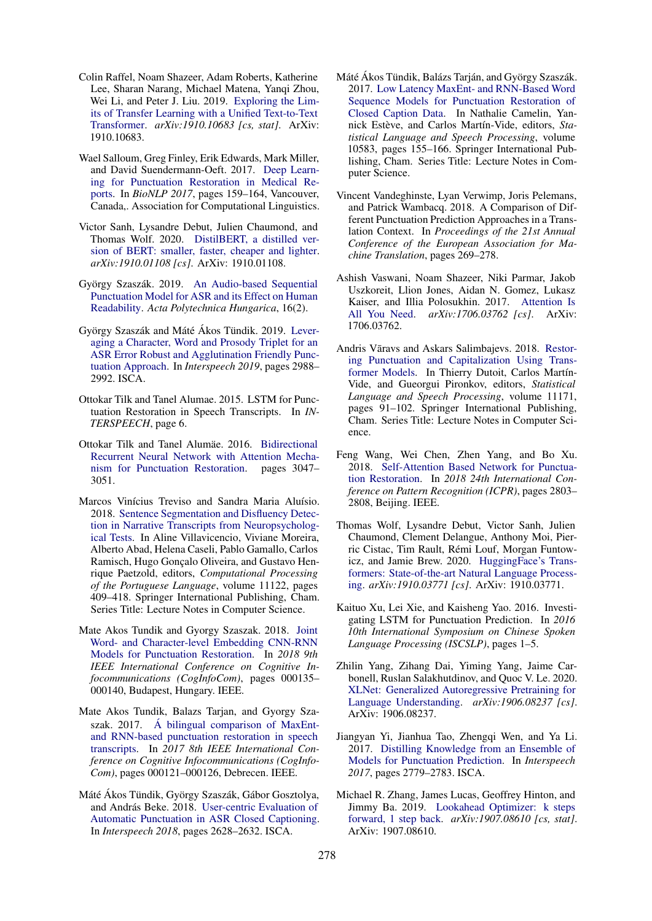Colin Raffel, Noam Shazeer, Adam Roberts, Katherine Lee, Sharan Narang, Michael Matena, Yanqi Zhou, Wei Li, and Peter J. Liu. 2019. Exploring the Limits of Transfer Learning with a Unified Text-to-Text Transformer. *arXiv:1910.10683 [cs, stat]*. ArXiv: 1910.10683.

Wael Salloum, Greg Finley, Erik Edwards, Mark Miller, and David Suendermann-Oeft. 2017. Deep Learning for Punctuation Restoration in Medical Reports. In *BioNLP 2017*, pages 159–164, Vancouver, Canada,. Association for Computational Linguistics.

Victor Sanh, Lysandre Debut, Julien Chaumond, and Thomas Wolf. 2020. DistilBERT, a distilled version of BERT: smaller, faster, cheaper and lighter. *arXiv:1910.01108 [cs]*. ArXiv: 1910.01108.

György Szaszák. 2019. An Audio-based Sequential Punctuation Model for ASR and its Effect on Human Readability. *Acta Polytechnica Hungarica*, 16(2).

György Szaszák and Máté Ákos Tündik. 2019. Leveraging a Character, Word and Prosody Triplet for an ASR Error Robust and Agglutination Friendly Punctuation Approach. In *Interspeech 2019*, pages 2988–2992. ISCA.

Ottokar Tilk and Tanel Alumae. 2015. LSTM for Punctuation Restoration in Speech Transcripts. In *INTERSPEECH*, page 6.

Ottokar Tilk and Tanel Alumäe. 2016. Bidirectional Recurrent Neural Network with Attention Mechanism for Punctuation Restoration. pages 3047–3051.

Marcos Vinícius Treviso and Sandra Maria Aluísio. 2018. Sentence Segmentation and Disfluency Detection in Narrative Transcripts from Neuropsychological Tests. In Aline Villavicencio, Viviane Moreira, Alberto Abad, Helena Caseli, Pablo Gamallo, Carlos Ramisch, Hugo Gonçalo Oliveira, and Gustavo Henrique Paetzold, editors, *Computational Processing of the Portuguese Language*, volume 11122, pages 409–418. Springer International Publishing, Cham. Series Title: Lecture Notes in Computer Science.

Mate Akos Tundik and Gyorgy Szaszak. 2018. Joint Word- and Character-level Embedding CNN-RNN Models for Punctuation Restoration. In *2018 9th IEEE International Conference on Cognitive Infocommunications (CogInfoCom)*, pages 000135–000140, Budapest, Hungary. IEEE.

Mate Akos Tundik, Balazs Tarjan, and Gyorgy Szaszak. 2017. Á bilingual comparison of MaxEnt- and RNN-based punctuation restoration in speech transcripts. In *2017 8th IEEE International Conference on Cognitive Infocommunications (CogInfoCom)*, pages 000121–000126, Debrecen. IEEE.

Máté Ákos Tündik, György Szaszák, Gábor Gosztolya, and András Beke. 2018. User-centric Evaluation of Automatic Punctuation in ASR Closed Captioning. In *Interspeech 2018*, pages 2628–2632. ISCA.

Máté Ákos Tündik, Balázs Tarján, and György Szaszák. 2017. Low Latency MaxEnt- and RNN-Based Word Sequence Models for Punctuation Restoration of Closed Caption Data. In Nathalie Camelin, Yannick Estève, and Carlos Martín-Vide, editors, *Statistical Language and Speech Processing*, volume 10583, pages 155–166. Springer International Publishing, Cham. Series Title: Lecture Notes in Computer Science.

Vincent Vandeghinste, Lyan Verwimp, Joris Pelemans, and Patrick Wambacq. 2018. A Comparison of Different Punctuation Prediction Approaches in a Translation Context. In *Proceedings of the 21st Annual Conference of the European Association for Machine Translation*, pages 269–278.

Ashish Vaswani, Noam Shazeer, Niki Parmar, Jakob Uszkoreit, Llion Jones, Aidan N. Gomez, Lukasz Kaiser, and Illia Polosukhin. 2017. Attention Is All You Need. *arXiv:1706.03762 [cs]*. ArXiv: 1706.03762.

Andris Vāravs and Askars Salimbajevs. 2018. Restoring Punctuation and Capitalization Using Transformer Models. In Thierry Dutoit, Carlos Martín-Vide, and Gueorgui Pironkov, editors, *Statistical Language and Speech Processing*, volume 11171, pages 91–102. Springer International Publishing, Cham. Series Title: Lecture Notes in Computer Science.

Feng Wang, Wei Chen, Zhen Yang, and Bo Xu. 2018. Self-Attention Based Network for Punctuation Restoration. In *2018 24th International Conference on Pattern Recognition (ICPR)*, pages 2803–2808, Beijing. IEEE.

Thomas Wolf, Lysandre Debut, Victor Sanh, Julien Chaumond, Clement Delangue, Anthony Moi, Pierric Cistac, Tim Rault, Rémi Louf, Morgan Funtowicz, and Jamie Brew. 2020. HuggingFace's Transformers: State-of-the-art Natural Language Processing. *arXiv:1910.03771 [cs]*. ArXiv: 1910.03771.

Kaituo Xu, Lei Xie, and Kaisheng Yao. 2016. Investigating LSTM for Punctuation Prediction. In *2016 10th International Symposium on Chinese Spoken Language Processing (ISCSLP)*, pages 1–5.

Zhilin Yang, Zihang Dai, Yiming Yang, Jaime Carbonell, Ruslan Salakhutdinov, and Quoc V. Le. 2020. XLNet: Generalized Autoregressive Pretraining for Language Understanding. *arXiv:1906.08237 [cs]*. ArXiv: 1906.08237.

Jiangyan Yi, Jianhua Tao, Zhengqi Wen, and Ya Li. 2017. Distilling Knowledge from an Ensemble of Models for Punctuation Prediction. In *Interspeech 2017*, pages 2779–2783. ISCA.

Michael R. Zhang, James Lucas, Geoffrey Hinton, and Jimmy Ba. 2019. Lookahead Optimizer: k steps forward, 1 step back. *arXiv:1907.08610 [cs, stat]*. ArXiv: 1907.08610.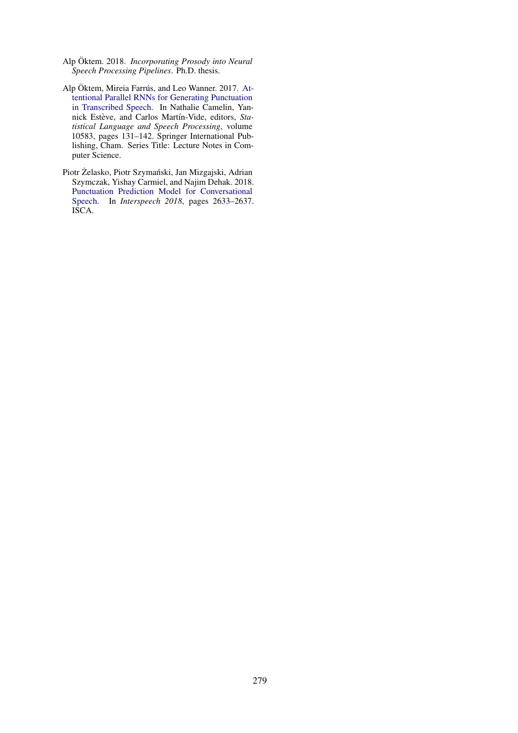Alp Öktem. 2018. *Incorporating Prosody into Neural Speech Processing Pipelines*. Ph.D. thesis.

Alp Öktem, Mireia Farrús, and Leo Wanner. 2017. Attentional Parallel RNNs for Generating Punctuation in Transcribed Speech. In Nathalie Camelin, Yannick Estève, and Carlos Martín-Vide, editors, *Statistical Language and Speech Processing*, volume 10583, pages 131–142. Springer International Publishing, Cham. Series Title: Lecture Notes in Computer Science.

Piotr Żelasko, Piotr Szymański, Jan Mizgajski, Adrian Szymczak, Yishay Carmiel, and Najim Dehak. 2018. Punctuation Prediction Model for Conversational Speech. In *Interspeech 2018*, pages 2633–2637. ISCA.